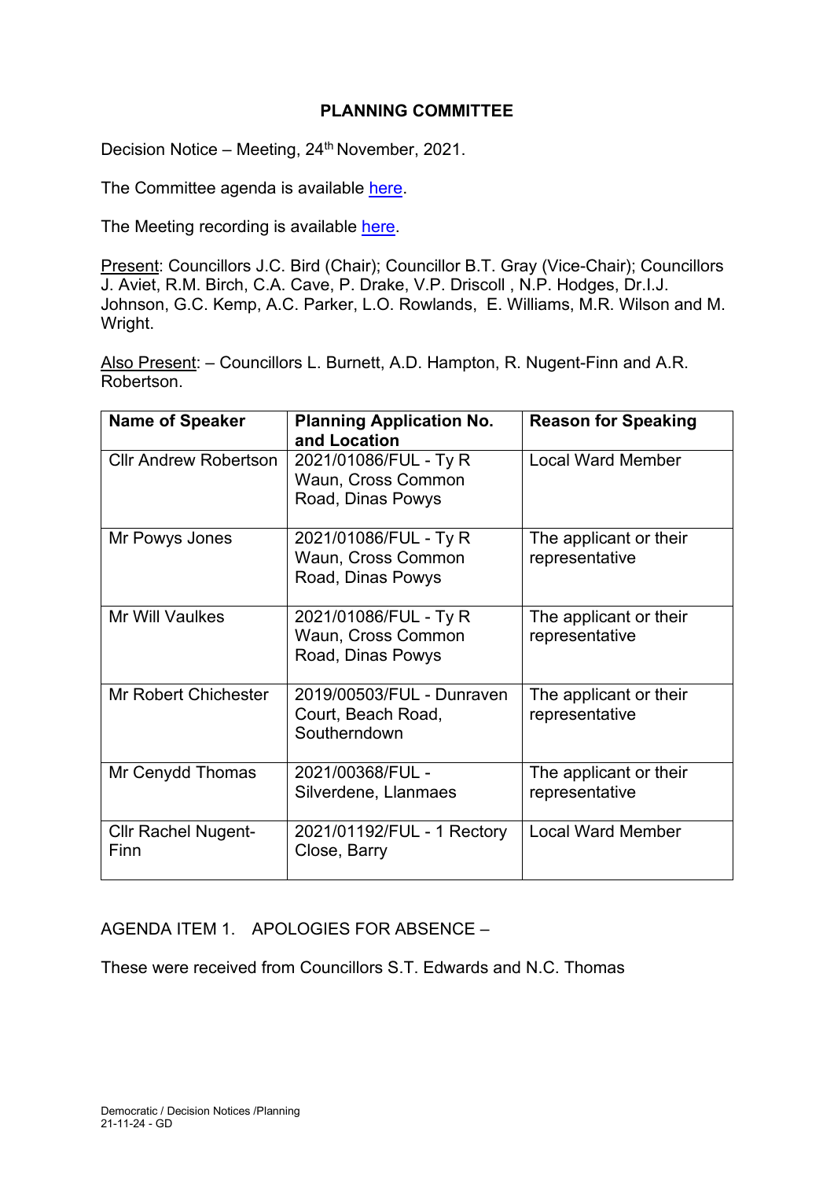# PLANNING COMMITTEE

Decision Notice – Meeting, 24th November, 2021.

The Committee agenda is available here.

The Meeting recording is available here.

Present: Councillors J.C. Bird (Chair); Councillor B.T. Gray (Vice-Chair); Councillors J. Aviet, R.M. Birch, C.A. Cave, P. Drake, V.P. Driscoll , N.P. Hodges, Dr.I.J. Johnson, G.C. Kemp, A.C. Parker, L.O. Rowlands, E. Williams, M.R. Wilson and M. Wright.

Also Present: – Councillors L. Burnett, A.D. Hampton, R. Nugent-Finn and A.R. Robertson.

| Name of Speaker | Planning Application No. and Location | Reason for Speaking |
|---|---|---|
| Cllr Andrew Robertson | 2021/01086/FUL - Ty R Waun, Cross Common Road, Dinas Powys | Local Ward Member |
| Mr Powys Jones | 2021/01086/FUL - Ty R Waun, Cross Common Road, Dinas Powys | The applicant or their representative |
| Mr Will Vaulkes | 2021/01086/FUL - Ty R Waun, Cross Common Road, Dinas Powys | The applicant or their representative |
| Mr Robert Chichester | 2019/00503/FUL - Dunraven Court, Beach Road, Southerndown | The applicant or their representative |
| Mr Cenydd Thomas | 2021/00368/FUL - Silverdene, Llanmaes | The applicant or their representative |
| Cllr Rachel Nugent-Finn | 2021/01192/FUL - 1 Rectory Close, Barry | Local Ward Member |

AGENDA ITEM 1. APOLOGIES FOR ABSENCE –

These were received from Councillors S.T. Edwards and N.C. Thomas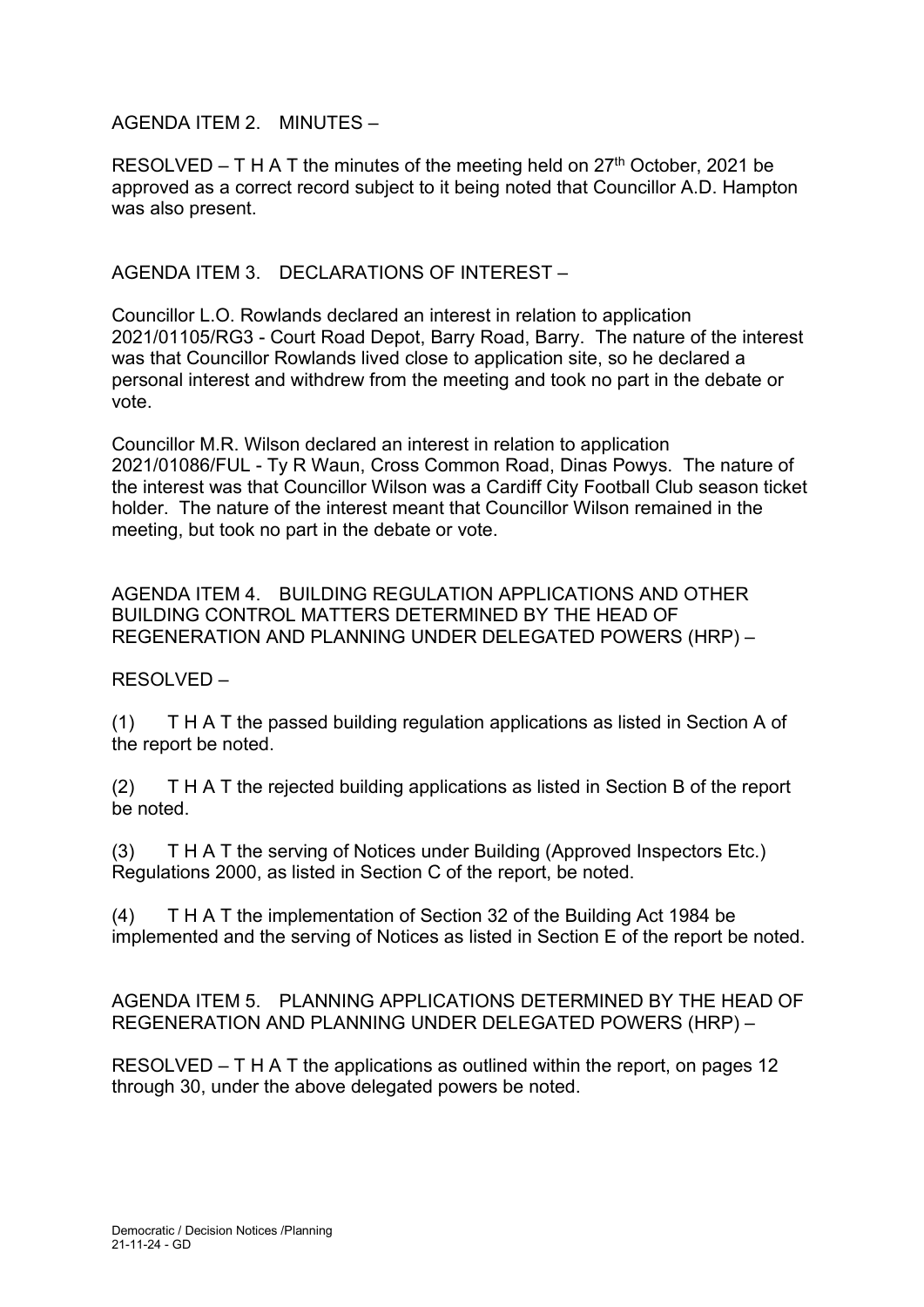AGENDA ITEM 2. MINUTES –

RESOLVED – T H A T the minutes of the meeting held on 27th October, 2021 be approved as a correct record subject to it being noted that Councillor A.D. Hampton was also present.

AGENDA ITEM 3. DECLARATIONS OF INTEREST –

Councillor L.O. Rowlands declared an interest in relation to application 2021/01105/RG3 - Court Road Depot, Barry Road, Barry. The nature of the interest was that Councillor Rowlands lived close to application site, so he declared a personal interest and withdrew from the meeting and took no part in the debate or vote.

Councillor M.R. Wilson declared an interest in relation to application 2021/01086/FUL - Ty R Waun, Cross Common Road, Dinas Powys. The nature of the interest was that Councillor Wilson was a Cardiff City Football Club season ticket holder. The nature of the interest meant that Councillor Wilson remained in the meeting, but took no part in the debate or vote.

AGENDA ITEM 4. BUILDING REGULATION APPLICATIONS AND OTHER BUILDING CONTROL MATTERS DETERMINED BY THE HEAD OF REGENERATION AND PLANNING UNDER DELEGATED POWERS (HRP) –

RESOLVED –

(1) T H A T the passed building regulation applications as listed in Section A of the report be noted.

(2) T H A T the rejected building applications as listed in Section B of the report be noted.

(3) T H A T the serving of Notices under Building (Approved Inspectors Etc.) Regulations 2000, as listed in Section C of the report, be noted.

(4) T H A T the implementation of Section 32 of the Building Act 1984 be implemented and the serving of Notices as listed in Section E of the report be noted.

AGENDA ITEM 5. PLANNING APPLICATIONS DETERMINED BY THE HEAD OF REGENERATION AND PLANNING UNDER DELEGATED POWERS (HRP) –

RESOLVED – T H A T the applications as outlined within the report, on pages 12 through 30, under the above delegated powers be noted.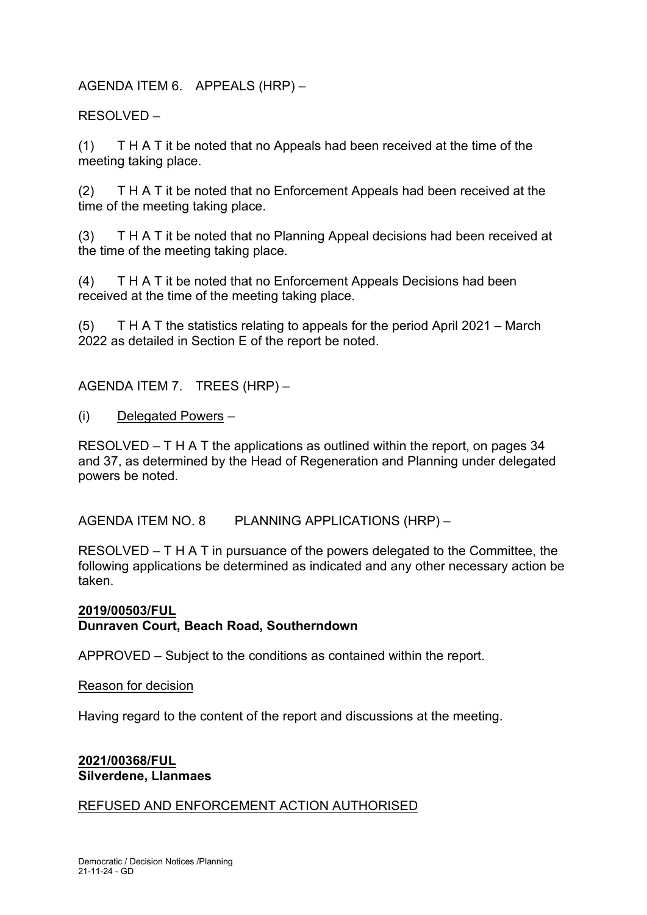AGENDA ITEM 6. APPEALS (HRP) –

RESOLVED –

(1) T H A T it be noted that no Appeals had been received at the time of the meeting taking place.

(2) T H A T it be noted that no Enforcement Appeals had been received at the time of the meeting taking place.

(3) T H A T it be noted that no Planning Appeal decisions had been received at the time of the meeting taking place.

(4) T H A T it be noted that no Enforcement Appeals Decisions had been received at the time of the meeting taking place.

(5) T H A T the statistics relating to appeals for the period April 2021 – March 2022 as detailed in Section E of the report be noted.

AGENDA ITEM 7. TREES (HRP) –

(i) Delegated Powers –

RESOLVED – T H A T the applications as outlined within the report, on pages 34 and 37, as determined by the Head of Regeneration and Planning under delegated powers be noted.

AGENDA ITEM NO. 8 PLANNING APPLICATIONS (HRP) –

RESOLVED – T H A T in pursuance of the powers delegated to the Committee, the following applications be determined as indicated and any other necessary action be taken.

**2019/00503/FUL**
**Dunraven Court, Beach Road, Southerndown**

APPROVED – Subject to the conditions as contained within the report.

Reason for decision

Having regard to the content of the report and discussions at the meeting.

**2021/00368/FUL**
**Silverdene, Llanmaes**

REFUSED AND ENFORCEMENT ACTION AUTHORISED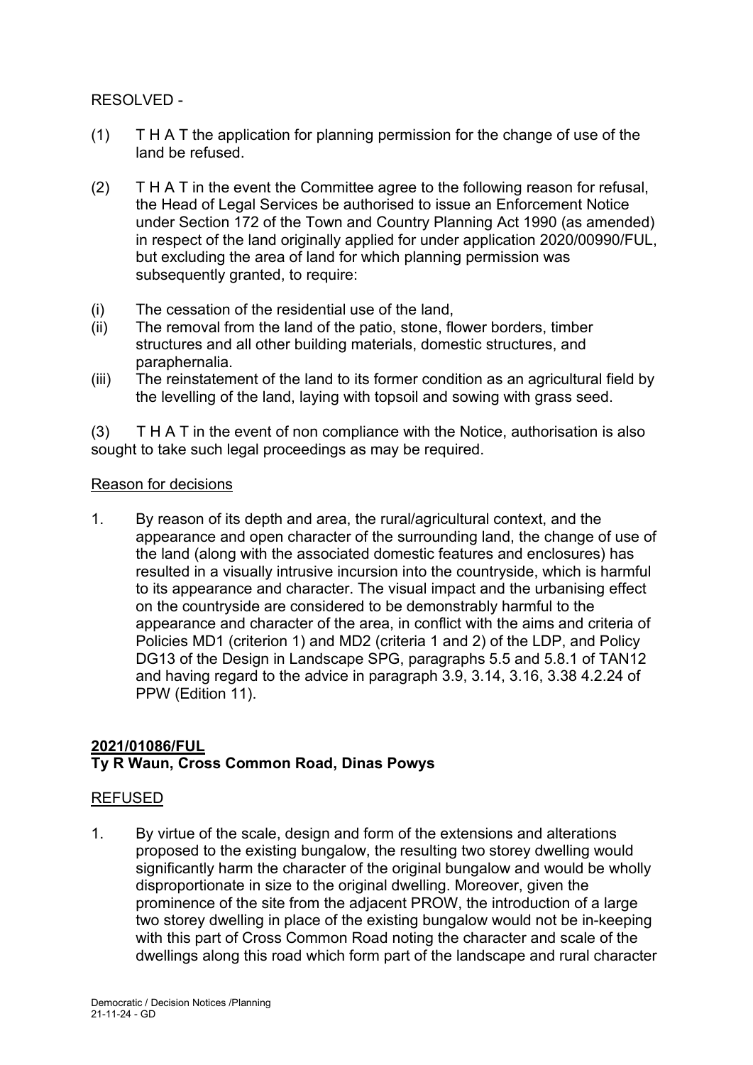RESOLVED -

(1) T H A T the application for planning permission for the change of use of the land be refused.

(2) T H A T in the event the Committee agree to the following reason for refusal, the Head of Legal Services be authorised to issue an Enforcement Notice under Section 172 of the Town and Country Planning Act 1990 (as amended) in respect of the land originally applied for under application 2020/00990/FUL, but excluding the area of land for which planning permission was subsequently granted, to require:

(i) The cessation of the residential use of the land,

(ii) The removal from the land of the patio, stone, flower borders, timber structures and all other building materials, domestic structures, and paraphernalia.

(iii) The reinstatement of the land to its former condition as an agricultural field by the levelling of the land, laying with topsoil and sowing with grass seed.

(3) T H A T in the event of non compliance with the Notice, authorisation is also sought to take such legal proceedings as may be required.

Reason for decisions

1. By reason of its depth and area, the rural/agricultural context, and the appearance and open character of the surrounding land, the change of use of the land (along with the associated domestic features and enclosures) has resulted in a visually intrusive incursion into the countryside, which is harmful to its appearance and character. The visual impact and the urbanising effect on the countryside are considered to be demonstrably harmful to the appearance and character of the area, in conflict with the aims and criteria of Policies MD1 (criterion 1) and MD2 (criteria 1 and 2) of the LDP, and Policy DG13 of the Design in Landscape SPG, paragraphs 5.5 and 5.8.1 of TAN12 and having regard to the advice in paragraph 3.9, 3.14, 3.16, 3.38 4.2.24 of PPW (Edition 11).

**2021/01086/FUL**
**Ty R Waun, Cross Common Road, Dinas Powys**

REFUSED

1. By virtue of the scale, design and form of the extensions and alterations proposed to the existing bungalow, the resulting two storey dwelling would significantly harm the character of the original bungalow and would be wholly disproportionate in size to the original dwelling. Moreover, given the prominence of the site from the adjacent PROW, the introduction of a large two storey dwelling in place of the existing bungalow would not be in-keeping with this part of Cross Common Road noting the character and scale of the dwellings along this road which form part of the landscape and rural character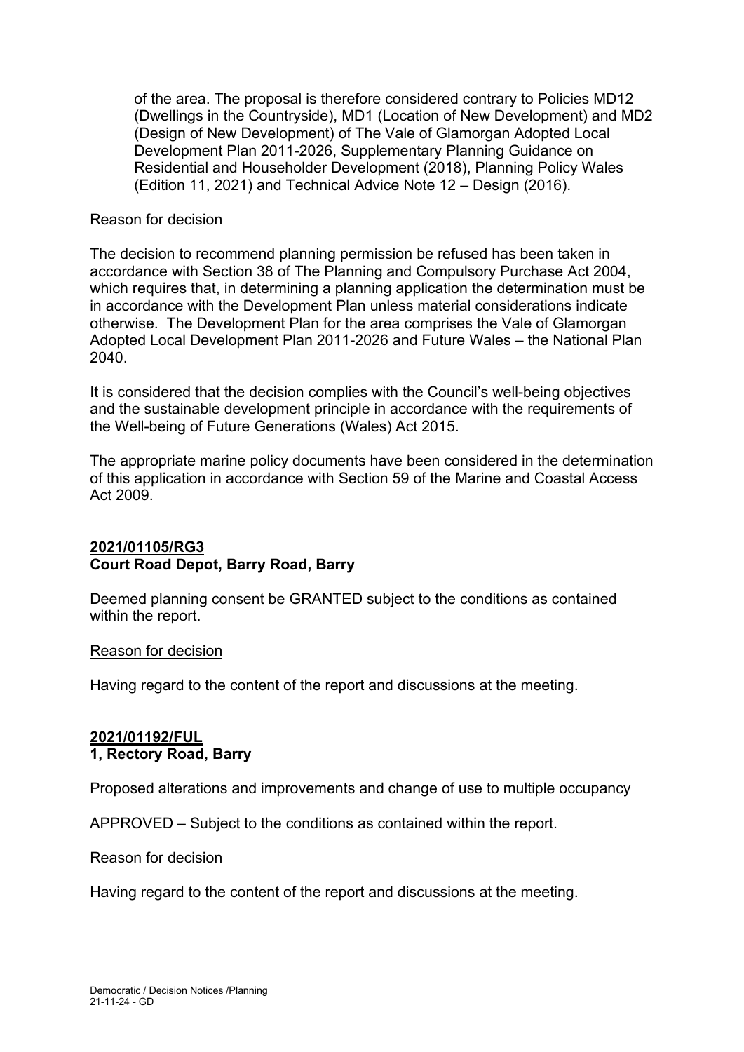of the area. The proposal is therefore considered contrary to Policies MD12 (Dwellings in the Countryside), MD1 (Location of New Development) and MD2 (Design of New Development) of The Vale of Glamorgan Adopted Local Development Plan 2011-2026, Supplementary Planning Guidance on Residential and Householder Development (2018), Planning Policy Wales (Edition 11, 2021) and Technical Advice Note 12 – Design (2016).

Reason for decision

The decision to recommend planning permission be refused has been taken in accordance with Section 38 of The Planning and Compulsory Purchase Act 2004, which requires that, in determining a planning application the determination must be in accordance with the Development Plan unless material considerations indicate otherwise. The Development Plan for the area comprises the Vale of Glamorgan Adopted Local Development Plan 2011-2026 and Future Wales – the National Plan 2040.

It is considered that the decision complies with the Council's well-being objectives and the sustainable development principle in accordance with the requirements of the Well-being of Future Generations (Wales) Act 2015.

The appropriate marine policy documents have been considered in the determination of this application in accordance with Section 59 of the Marine and Coastal Access Act 2009.

**2021/01105/RG3**
**Court Road Depot, Barry Road, Barry**

Deemed planning consent be GRANTED subject to the conditions as contained within the report.

Reason for decision

Having regard to the content of the report and discussions at the meeting.

**2021/01192/FUL**
**1, Rectory Road, Barry**

Proposed alterations and improvements and change of use to multiple occupancy

APPROVED – Subject to the conditions as contained within the report.

Reason for decision

Having regard to the content of the report and discussions at the meeting.

Democratic / Decision Notices /Planning
21-11-24 - GD